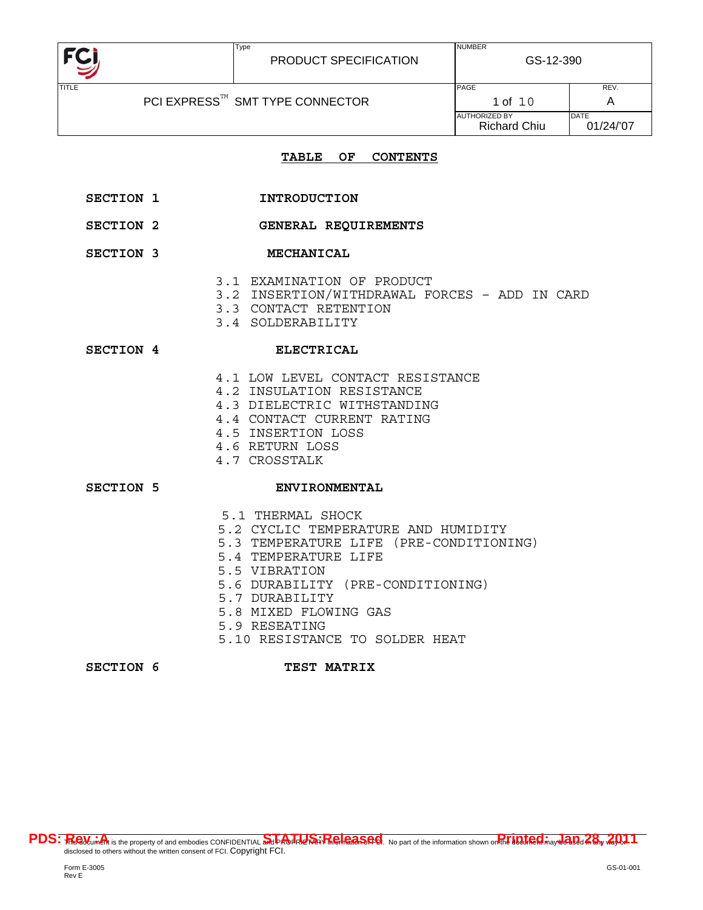| FCI | Type<br>PRODUCT SPECIFICATION | NUMBER<br>GS-12-390 | |
|---|---|---|---|
| TITLE<br>PCI EXPRESS™ SMT TYPE CONNECTOR | | PAGE<br>1 of 10 | REV.<br>A |
| | | AUTHORIZED BY<br>Richard Chiu | DATE<br>01/24/'07 |

## TABLE OF CONTENTS

**SECTION 1** — **INTRODUCTION**

**SECTION 2** — **GENERAL REQUIREMENTS**

**SECTION 3** — **MECHANICAL**

- 3.1 EXAMINATION OF PRODUCT
- 3.2 INSERTION/WITHDRAWAL FORCES – ADD IN CARD
- 3.3 CONTACT RETENTION
- 3.4 SOLDERABILITY

**SECTION 4** — **ELECTRICAL**

- 4.1 LOW LEVEL CONTACT RESISTANCE
- 4.2 INSULATION RESISTANCE
- 4.3 DIELECTRIC WITHSTANDING
- 4.4 CONTACT CURRENT RATING
- 4.5 INSERTION LOSS
- 4.6 RETURN LOSS
- 4.7 CROSSTALK

**SECTION 5** — **ENVIRONMENTAL**

- 5.1 THERMAL SHOCK
- 5.2 CYCLIC TEMPERATURE AND HUMIDITY
- 5.3 TEMPERATURE LIFE (PRE-CONDITIONING)
- 5.4 TEMPERATURE LIFE
- 5.5 VIBRATION
- 5.6 DURABILITY (PRE-CONDITIONING)
- 5.7 DURABILITY
- 5.8 MIXED FLOWING GAS
- 5.9 RESEATING
- 5.10 RESISTANCE TO SOLDER HEAT

**SECTION 6** — **TEST MATRIX**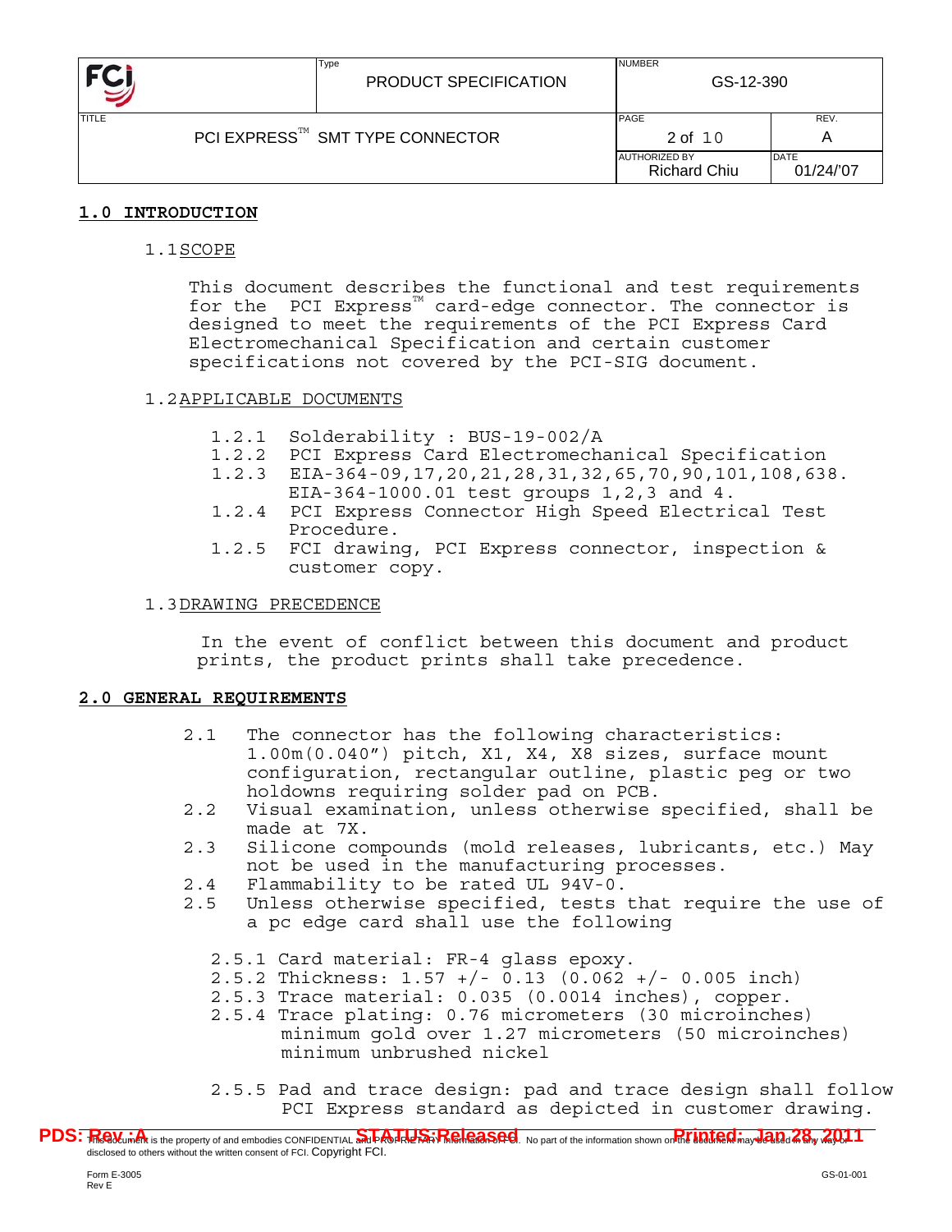## 1.0 INTRODUCTION

### 1.1 SCOPE

This document describes the functional and test requirements for the PCI Express™ card-edge connector. The connector is designed to meet the requirements of the PCI Express Card Electromechanical Specification and certain customer specifications not covered by the PCI-SIG document.

### 1.2 APPLICABLE DOCUMENTS

- 1.2.1 Solderability : BUS-19-002/A
- 1.2.2 PCI Express Card Electromechanical Specification
- 1.2.3 EIA-364-09,17,20,21,28,31,32,65,70,90,101,108,638. EIA-364-1000.01 test groups 1,2,3 and 4.
- 1.2.4 PCI Express Connector High Speed Electrical Test Procedure.
- 1.2.5 FCI drawing, PCI Express connector, inspection & customer copy.

### 1.3 DRAWING PRECEDENCE

In the event of conflict between this document and product prints, the product prints shall take precedence.

## 2.0 GENERAL REQUIREMENTS

- 2.1 The connector has the following characteristics: 1.00m(0.040") pitch, X1, X4, X8 sizes, surface mount configuration, rectangular outline, plastic peg or two holdowns requiring solder pad on PCB.
- 2.2 Visual examination, unless otherwise specified, shall be made at 7X.
- 2.3 Silicone compounds (mold releases, lubricants, etc.) May not be used in the manufacturing processes.
- 2.4 Flammability to be rated UL 94V-0.
- 2.5 Unless otherwise specified, tests that require the use of a pc edge card shall use the following
  - 2.5.1 Card material: FR-4 glass epoxy.
  - 2.5.2 Thickness: 1.57 +/- 0.13 (0.062 +/- 0.005 inch)
  - 2.5.3 Trace material: 0.035 (0.0014 inches), copper.
  - 2.5.4 Trace plating: 0.76 micrometers (30 microinches) minimum gold over 1.27 micrometers (50 microinches) minimum unbrushed nickel
  - 2.5.5 Pad and trace design: pad and trace design shall follow PCI Express standard as depicted in customer drawing.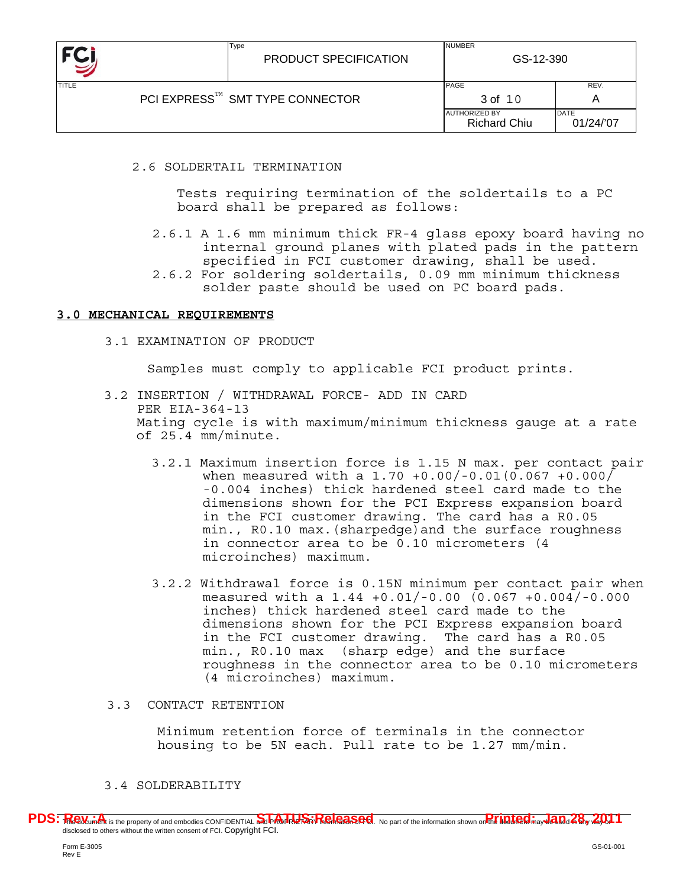2.6 SOLDERTAIL TERMINATION

Tests requiring termination of the soldertails to a PC board shall be prepared as follows:

2.6.1 A 1.6 mm minimum thick FR-4 glass epoxy board having no internal ground planes with plated pads in the pattern specified in FCI customer drawing, shall be used.

2.6.2 For soldering soldertails, 0.09 mm minimum thickness solder paste should be used on PC board pads.

## 3.0 MECHANICAL REQUIREMENTS

3.1 EXAMINATION OF PRODUCT

Samples must comply to applicable FCI product prints.

3.2 INSERTION / WITHDRAWAL FORCE- ADD IN CARD PER EIA-364-13

Mating cycle is with maximum/minimum thickness gauge at a rate of 25.4 mm/minute.

3.2.1 Maximum insertion force is 1.15 N max. per contact pair when measured with a 1.70 +0.00/-0.01(0.067 +0.000/ -0.004 inches) thick hardened steel card made to the dimensions shown for the PCI Express expansion board in the FCI customer drawing. The card has a R0.05 min., R0.10 max.(sharpedge)and the surface roughness in connector area to be 0.10 micrometers (4 microinches) maximum.

3.2.2 Withdrawal force is 0.15N minimum per contact pair when measured with a 1.44 +0.01/-0.00 (0.067 +0.004/-0.000 inches) thick hardened steel card made to the dimensions shown for the PCI Express expansion board in the FCI customer drawing. The card has a R0.05 min., R0.10 max (sharp edge) and the surface roughness in the connector area to be 0.10 micrometers (4 microinches) maximum.

3.3 CONTACT RETENTION

Minimum retention force of terminals in the connector housing to be 5N each. Pull rate to be 1.27 mm/min.

3.4 SOLDERABILITY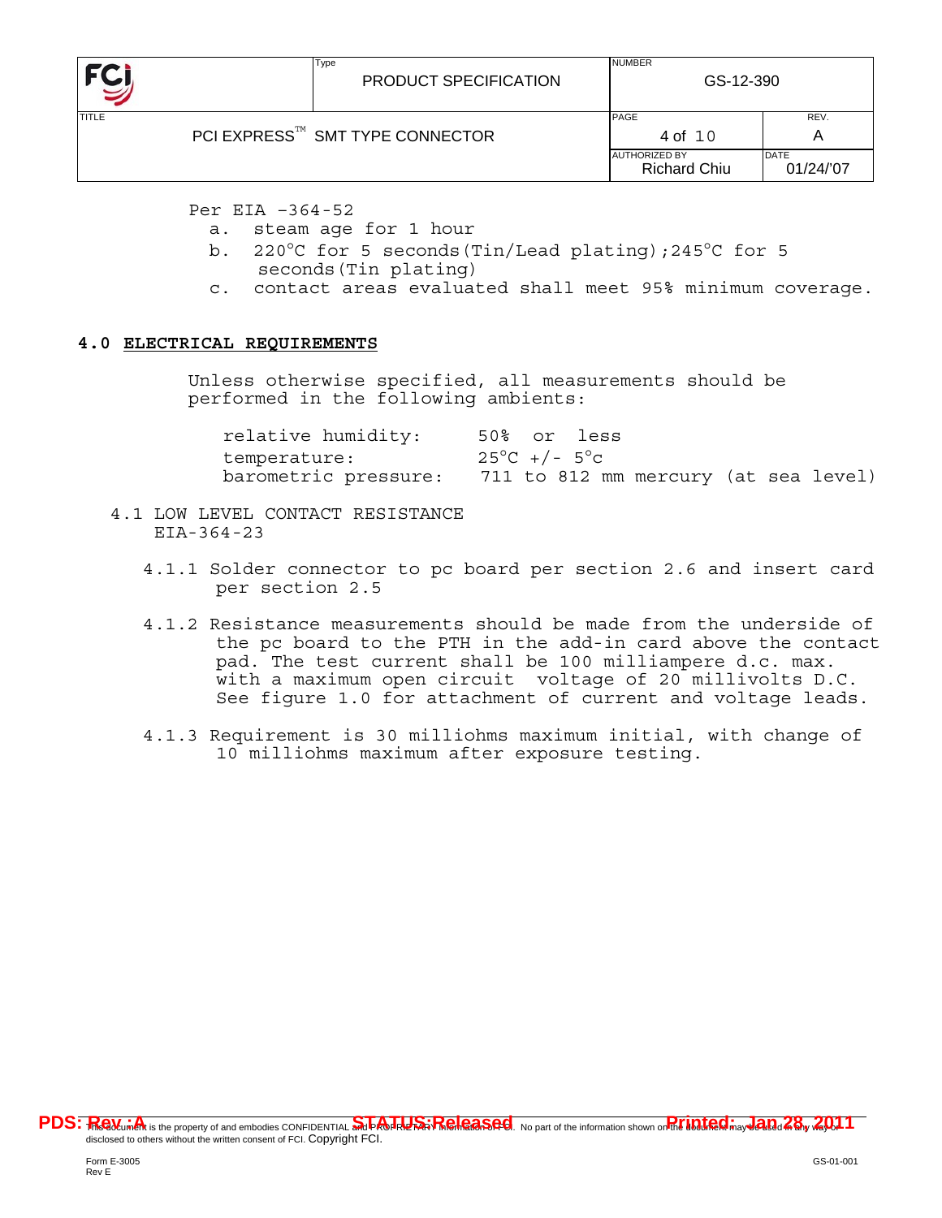Per EIA -364-52

a. steam age for 1 hour
b. 220°C for 5 seconds(Tin/Lead plating);245°C for 5 seconds(Tin plating)
c. contact areas evaluated shall meet 95% minimum coverage.

## 4.0 ELECTRICAL REQUIREMENTS

Unless otherwise specified, all measurements should be performed in the following ambients:

| | |
|---|---|
| relative humidity: | 50% or less |
| temperature: | 25°C +/- 5°c |
| barometric pressure: | 711 to 812 mm mercury (at sea level) |

### 4.1 LOW LEVEL CONTACT RESISTANCE

EIA-364-23

4.1.1 Solder connector to pc board per section 2.6 and insert card per section 2.5

4.1.2 Resistance measurements should be made from the underside of the pc board to the PTH in the add-in card above the contact pad. The test current shall be 100 milliampere d.c. max. with a maximum open circuit voltage of 20 millivolts D.C. See figure 1.0 for attachment of current and voltage leads.

4.1.3 Requirement is 30 milliohms maximum initial, with change of 10 milliohms maximum after exposure testing.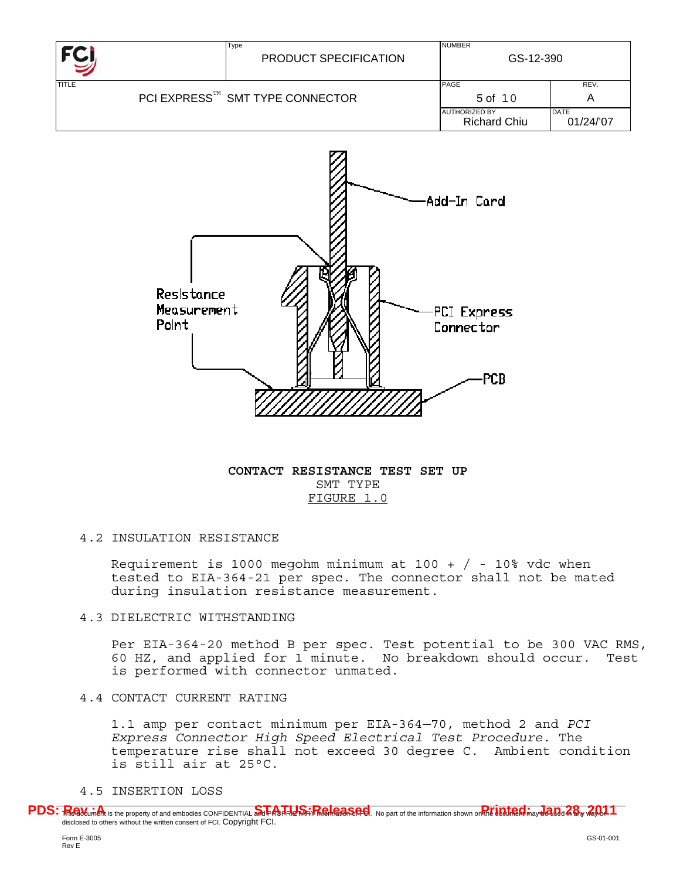CONTACT RESISTANCE TEST SET UP

SMT TYPE

FIGURE 1.0

## 4.2 INSULATION RESISTANCE

Requirement is 1000 megohm minimum at 100 + / - 10% vdc when tested to EIA-364-21 per spec. The connector shall not be mated during insulation resistance measurement.

## 4.3 DIELECTRIC WITHSTANDING

Per EIA-364-20 method B per spec. Test potential to be 300 VAC RMS, 60 HZ, and applied for 1 minute. No breakdown should occur. Test is performed with connector unmated.

## 4.4 CONTACT CURRENT RATING

1.1 amp per contact minimum per EIA-364—70, method 2 and *PCI Express Connector High Speed Electrical Test Procedure.* The temperature rise shall not exceed 30 degree C. Ambient condition is still air at 25°C.

## 4.5 INSERTION LOSS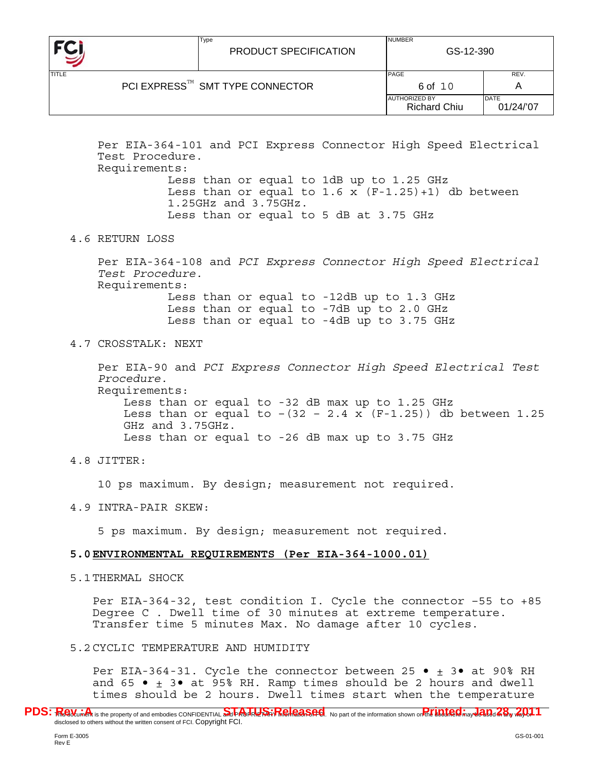Per EIA-364-101 and PCI Express Connector High Speed Electrical Test Procedure.
Requirements:

Less than or equal to 1dB up to 1.25 GHz
Less than or equal to 1.6 x (F-1.25)+1) db between 1.25GHz and 3.75GHz.
Less than or equal to 5 dB at 3.75 GHz

4.6 RETURN LOSS

Per EIA-364-108 and *PCI Express Connector High Speed Electrical Test Procedure.*
Requirements:

Less than or equal to -12dB up to 1.3 GHz
Less than or equal to -7dB up to 2.0 GHz
Less than or equal to -4dB up to 3.75 GHz

4.7 CROSSTALK: NEXT

Per EIA-90 and *PCI Express Connector High Speed Electrical Test Procedure.*
Requirements:

Less than or equal to -32 dB max up to 1.25 GHz
Less than or equal to –(32 – 2.4 x (F-1.25)) db between 1.25 GHz and 3.75GHz.
Less than or equal to -26 dB max up to 3.75 GHz

4.8 JITTER:

10 ps maximum. By design; measurement not required.

4.9 INTRA-PAIR SKEW:

5 ps maximum. By design; measurement not required.

## 5.0 ENVIRONMENTAL REQUIREMENTS (Per EIA-364-1000.01)

5.1 THERMAL SHOCK

Per EIA-364-32, test condition I. Cycle the connector –55 to +85 Degree C . Dwell time of 30 minutes at extreme temperature. Transfer time 5 minutes Max. No damage after 10 cycles.

5.2 CYCLIC TEMPERATURE AND HUMIDITY

Per EIA-364-31. Cycle the connector between 25 • ± 3• at 90% RH and 65 • ± 3• at 95% RH. Ramp times should be 2 hours and dwell times should be 2 hours. Dwell times start when the temperature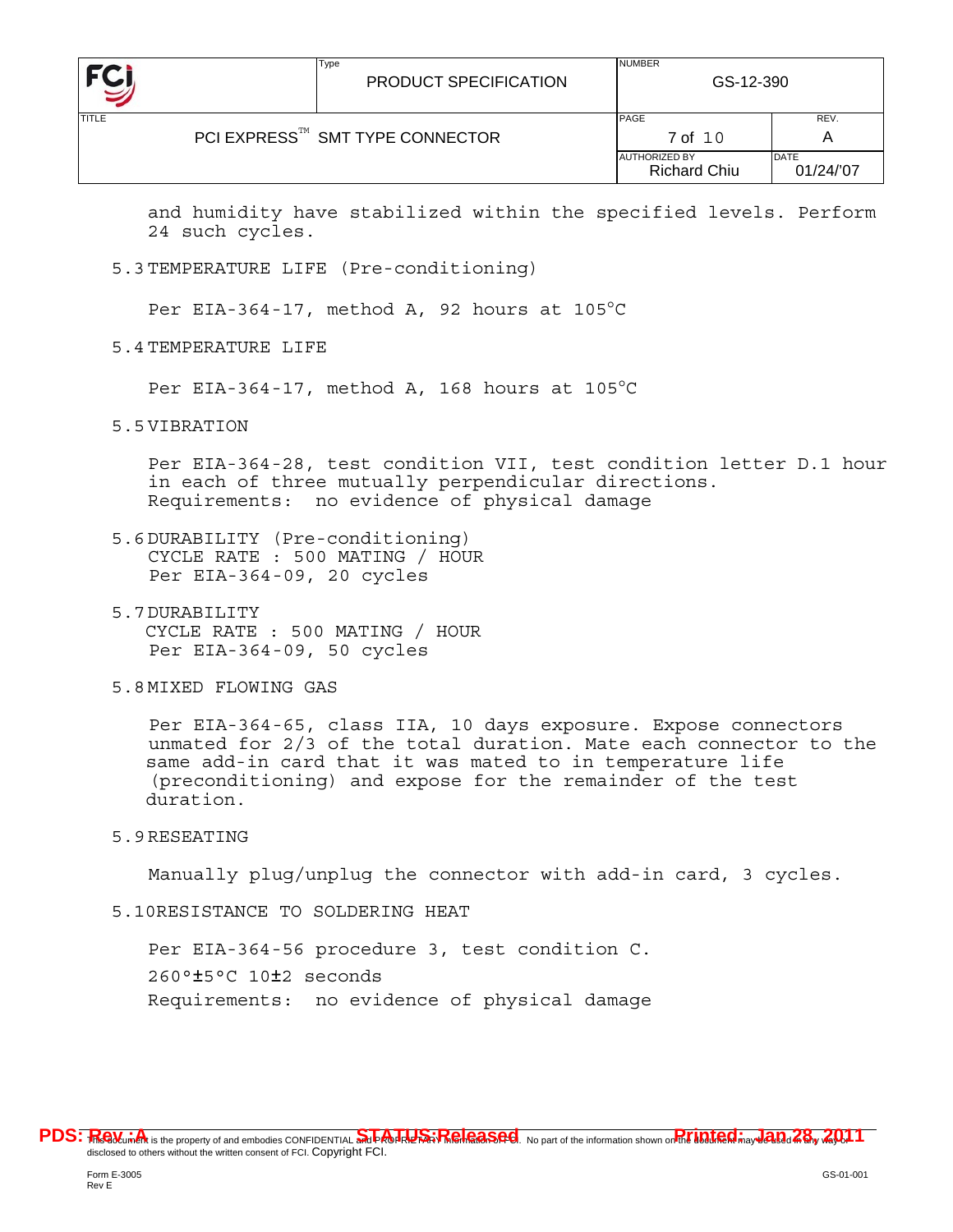and humidity have stabilized within the specified levels. Perform 24 such cycles.

### 5.3 TEMPERATURE LIFE (Pre-conditioning)

Per EIA-364-17, method A, 92 hours at 105°C

### 5.4 TEMPERATURE LIFE

Per EIA-364-17, method A, 168 hours at 105°C

### 5.5 VIBRATION

Per EIA-364-28, test condition VII, test condition letter D.1 hour in each of three mutually perpendicular directions.
Requirements: no evidence of physical damage

### 5.6 DURABILITY (Pre-conditioning)

CYCLE RATE : 500 MATING / HOUR
Per EIA-364-09, 20 cycles

### 5.7 DURABILITY

CYCLE RATE : 500 MATING / HOUR
Per EIA-364-09, 50 cycles

### 5.8 MIXED FLOWING GAS

Per EIA-364-65, class IIA, 10 days exposure. Expose connectors unmated for 2/3 of the total duration. Mate each connector to the same add-in card that it was mated to in temperature life (preconditioning) and expose for the remainder of the test duration.

### 5.9 RESEATING

Manually plug/unplug the connector with add-in card, 3 cycles.

### 5.10 RESISTANCE TO SOLDERING HEAT

Per EIA-364-56 procedure 3, test condition C.

260°±5°C 10±2 seconds

Requirements: no evidence of physical damage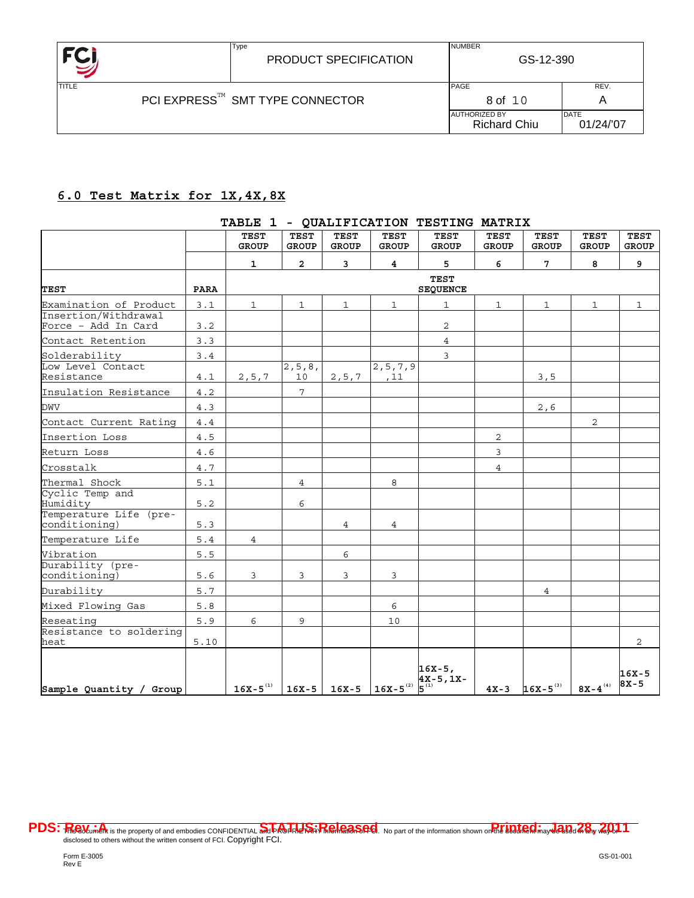## 6.0 Test Matrix for 1X,4X,8X

**TABLE 1 - QUALIFICATION TESTING MATRIX**

| | | TEST GROUP | TEST GROUP | TEST GROUP | TEST GROUP | TEST GROUP | TEST GROUP | TEST GROUP | TEST GROUP | TEST GROUP |
|---|---|---|---|---|---|---|---|---|---|---|
| | | 1 | 2 | 3 | 4 | 5 | 6 | 7 | 8 | 9 |
| **TEST** | **PARA** | | | | | **TEST SEQUENCE** | | | | |
| Examination of Product | 3.1 | 1 | 1 | 1 | 1 | 1 | 1 | 1 | 1 | 1 |
| Insertion/Withdrawal Force - Add In Card | 3.2 | | | | | 2 | | | | |
| Contact Retention | 3.3 | | | | | 4 | | | | |
| Solderability | 3.4 | | | | | 3 | | | | |
| Low Level Contact Resistance | 4.1 | 2,5,7 | 2,5,8,10 | 2,5,7 | 2,5,7,9,11 | | | 3,5 | | |
| Insulation Resistance | 4.2 | | 7 | | | | | | | |
| DWV | 4.3 | | | | | | | 2,6 | | |
| Contact Current Rating | 4.4 | | | | | | | | 2 | |
| Insertion Loss | 4.5 | | | | | | 2 | | | |
| Return Loss | 4.6 | | | | | | 3 | | | |
| Crosstalk | 4.7 | | | | | | 4 | | | |
| Thermal Shock | 5.1 | | 4 | | 8 | | | | | |
| Cyclic Temp and Humidity | 5.2 | | 6 | | | | | | | |
| Temperature Life (pre-conditioning) | 5.3 | | | 4 | 4 | | | | | |
| Temperature Life | 5.4 | 4 | | | | | | | | |
| Vibration | 5.5 | | | 6 | | | | | | |
| Durability (pre-conditioning) | 5.6 | 3 | 3 | 3 | 3 | | | | | |
| Durability | 5.7 | | | | | | | 4 | | |
| Mixed Flowing Gas | 5.8 | | | | 6 | | | | | |
| Reseating | 5.9 | 6 | 9 | | 10 | | | | | |
| Resistance to soldering heat | 5.10 | | | | | | | | | 2 |
| Sample Quantity / Group | | 16X-5 (1) | 16X-5 | 16X-5 | 16X-5 (2) | 16X-5, 4X-5, 1X-5 (1) | 4X-3 | 16X-5 (3) | 8X-4 (4) | 16X-5 8X-5 |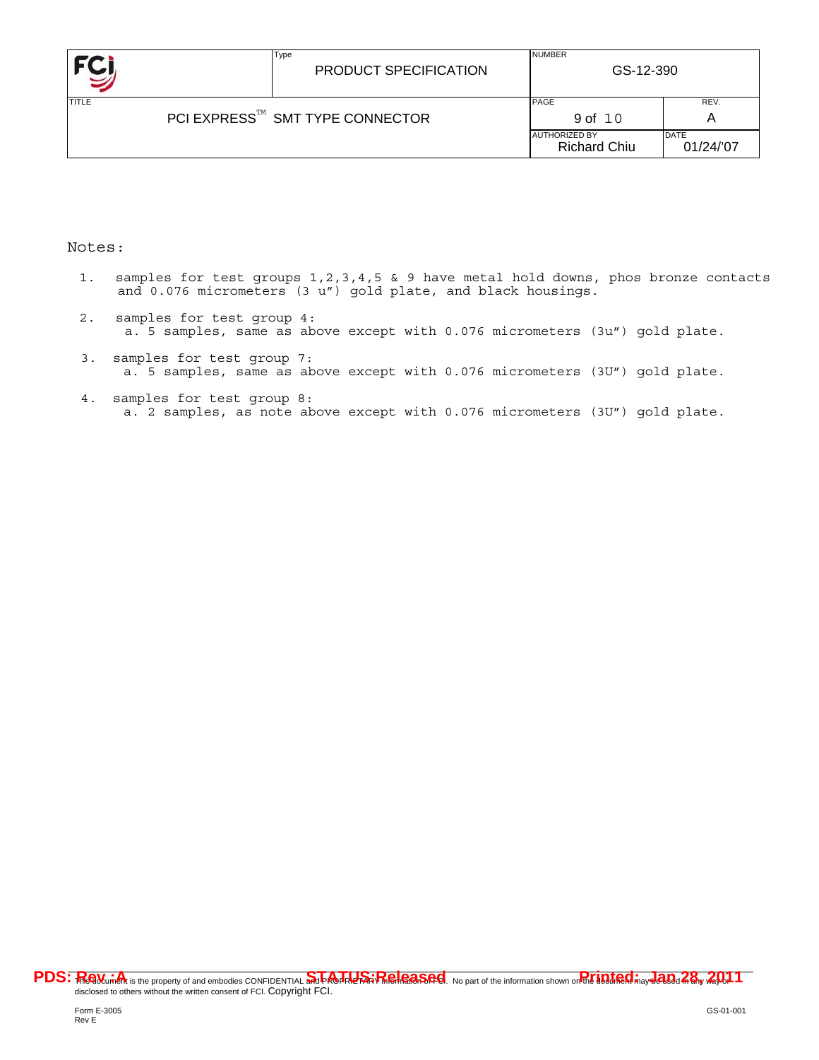Notes:

1. samples for test groups 1,2,3,4,5 & 9 have metal hold downs, phos bronze contacts and 0.076 micrometers (3 u") gold plate, and black housings.

2. samples for test group 4:
   a. 5 samples, same as above except with 0.076 micrometers (3u") gold plate.

3. samples for test group 7:
   a. 5 samples, same as above except with 0.076 micrometers (3U") gold plate.

4. samples for test group 8:
   a. 2 samples, as note above except with 0.076 micrometers (3U") gold plate.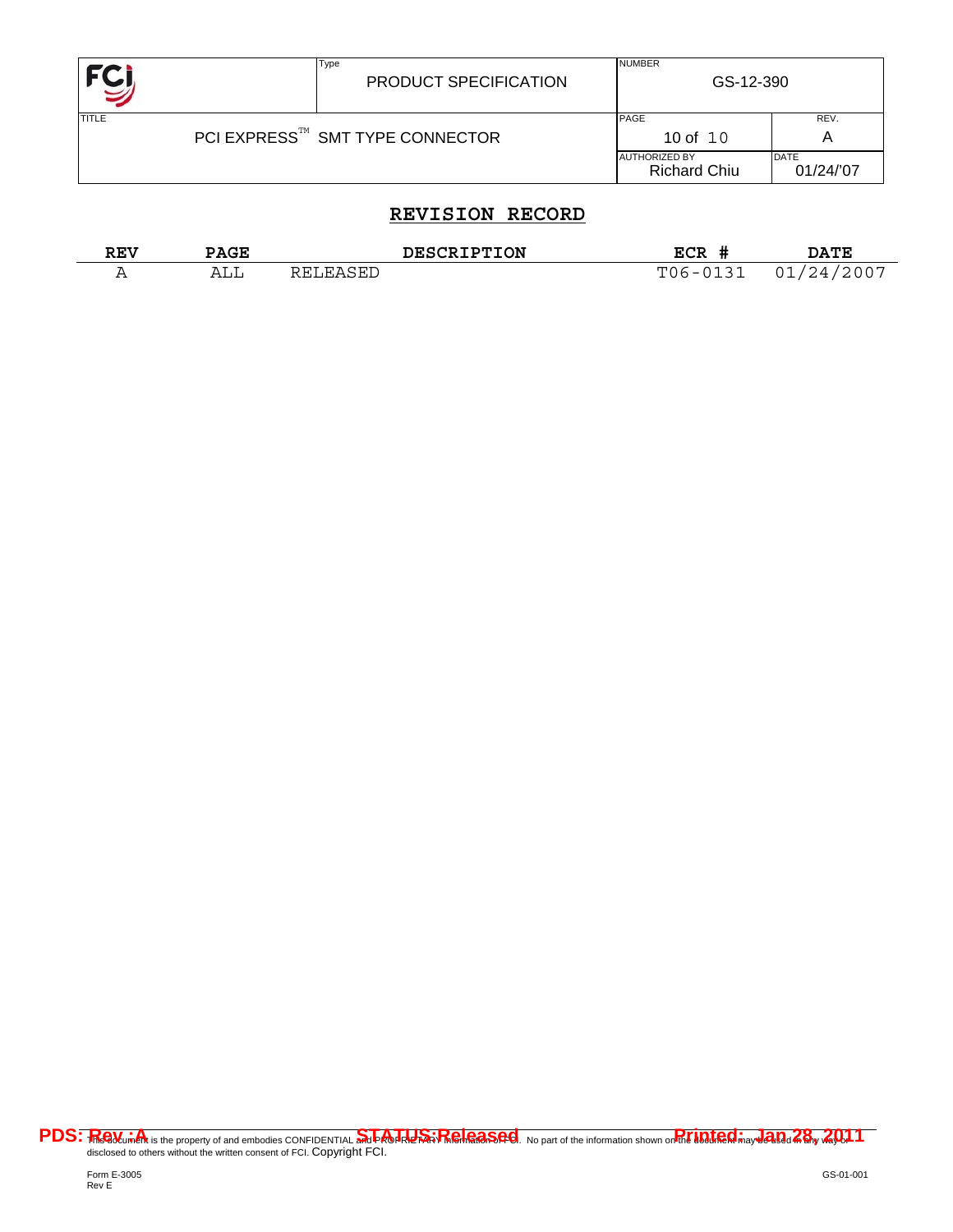## REVISION RECORD

| REV | PAGE | DESCRIPTION | ECR # | DATE |
|---|---|---|---|---|
| A | ALL | RELEASED | T06-0131 | 01/24/2007 |